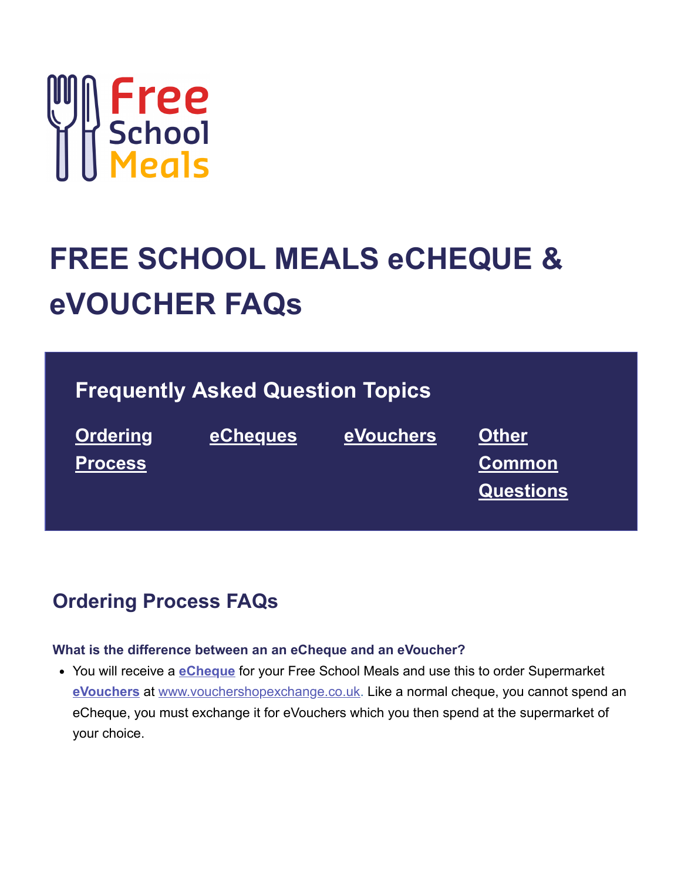Free School Meals

# FREE SCHOOL MEALS eCHEQUE & eVOUCHER FAQs

## Frequently Asked Question Topics

**Ordering Process** | **eCheques** | **eVouchers** | **Other Common Questions**

## Ordering Process FAQs

**What is the difference between an an eCheque and an eVoucher?**

- You will receive a **eCheque** for your Free School Meals and use this to order Supermarket **eVouchers** at www.vouchershopexchange.co.uk. Like a normal cheque, you cannot spend an eCheque, you must exchange it for eVouchers which you then spend at the supermarket of your choice.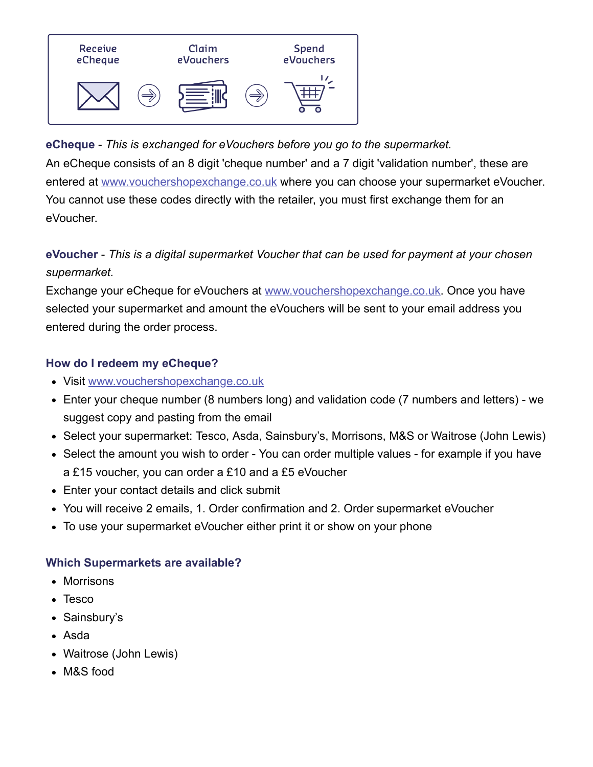Receive eCheque → Claim eVouchers → Spend eVouchers

**eCheque** - *This is exchanged for eVouchers before you go to the supermarket.*
An eCheque consists of an 8 digit 'cheque number' and a 7 digit 'validation number', these are entered at [www.vouchershopexchange.co.uk](www.vouchershopexchange.co.uk) where you can choose your supermarket eVoucher. You cannot use these codes directly with the retailer, you must first exchange them for an eVoucher.

**eVoucher** - *This is a digital supermarket Voucher that can be used for payment at your chosen supermarket.*
Exchange your eCheque for eVouchers at [www.vouchershopexchange.co.uk](www.vouchershopexchange.co.uk). Once you have selected your supermarket and amount the eVouchers will be sent to your email address you entered during the order process.

### How do I redeem my eCheque?

- Visit [www.vouchershopexchange.co.uk](www.vouchershopexchange.co.uk)
- Enter your cheque number (8 numbers long) and validation code (7 numbers and letters) - we suggest copy and pasting from the email
- Select your supermarket: Tesco, Asda, Sainsbury's, Morrisons, M&S or Waitrose (John Lewis)
- Select the amount you wish to order - You can order multiple values - for example if you have a £15 voucher, you can order a £10 and a £5 eVoucher
- Enter your contact details and click submit
- You will receive 2 emails, 1. Order confirmation and 2. Order supermarket eVoucher
- To use your supermarket eVoucher either print it or show on your phone

### Which Supermarkets are available?

- Morrisons
- Tesco
- Sainsbury's
- Asda
- Waitrose (John Lewis)
- M&S food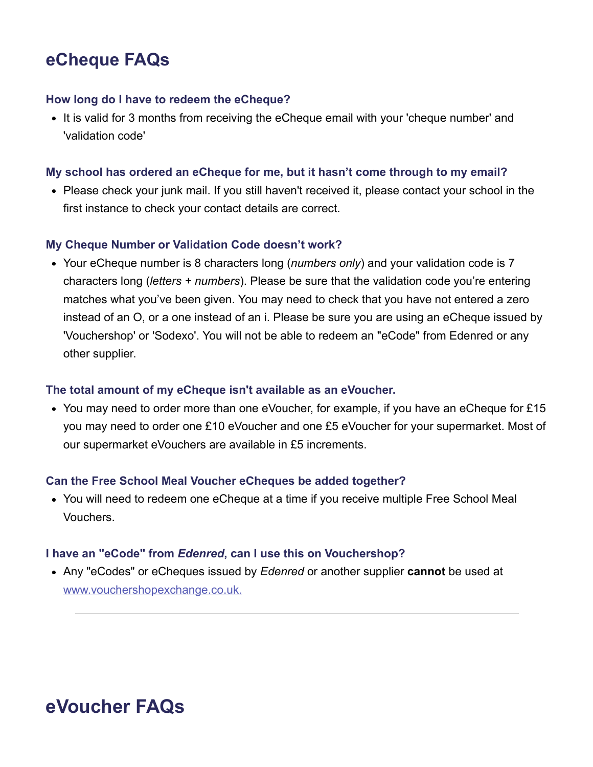# eCheque FAQs

### How long do I have to redeem the eCheque?

- It is valid for 3 months from receiving the eCheque email with your 'cheque number' and 'validation code'

### My school has ordered an eCheque for me, but it hasn't come through to my email?

- Please check your junk mail. If you still haven't received it, please contact your school in the first instance to check your contact details are correct.

### My Cheque Number or Validation Code doesn't work?

- Your eCheque number is 8 characters long (*numbers only*) and your validation code is 7 characters long (*letters + numbers*). Please be sure that the validation code you're entering matches what you've been given. You may need to check that you have not entered a zero instead of an O, or a one instead of an i. Please be sure you are using an eCheque issued by 'Vouchershop' or 'Sodexo'. You will not be able to redeem an "eCode" from Edenred or any other supplier.

### The total amount of my eCheque isn't available as an eVoucher.

- You may need to order more than one eVoucher, for example, if you have an eCheque for £15 you may need to order one £10 eVoucher and one £5 eVoucher for your supermarket. Most of our supermarket eVouchers are available in £5 increments.

### Can the Free School Meal Voucher eCheques be added together?

- You will need to redeem one eCheque at a time if you receive multiple Free School Meal Vouchers.

### I have an "eCode" from *Edenred*, can I use this on Vouchershop?

- Any "eCodes" or eCheques issued by *Edenred* or another supplier **cannot** be used at [www.vouchershopexchange.co.uk.](http://www.vouchershopexchange.co.uk)

---

# eVoucher FAQs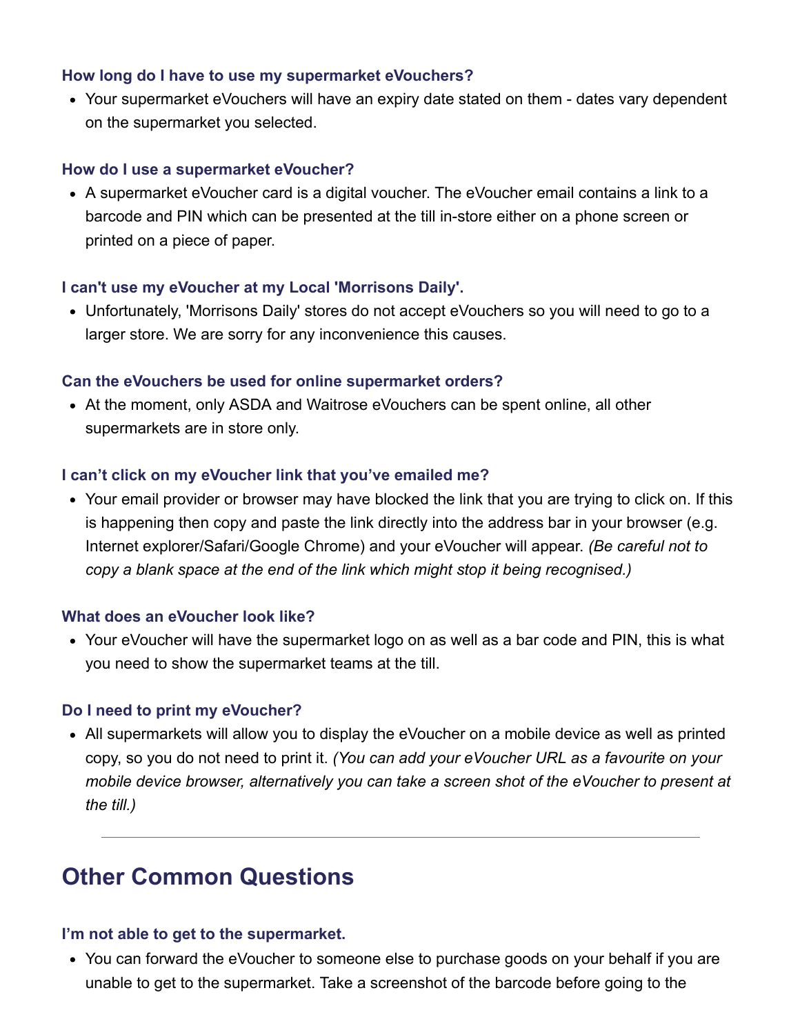### How long do I have to use my supermarket eVouchers?

- Your supermarket eVouchers will have an expiry date stated on them - dates vary dependent on the supermarket you selected.

### How do I use a supermarket eVoucher?

- A supermarket eVoucher card is a digital voucher. The eVoucher email contains a link to a barcode and PIN which can be presented at the till in-store either on a phone screen or printed on a piece of paper.

### I can't use my eVoucher at my Local 'Morrisons Daily'.

- Unfortunately, 'Morrisons Daily' stores do not accept eVouchers so you will need to go to a larger store. We are sorry for any inconvenience this causes.

### Can the eVouchers be used for online supermarket orders?

- At the moment, only ASDA and Waitrose eVouchers can be spent online, all other supermarkets are in store only.

### I can't click on my eVoucher link that you've emailed me?

- Your email provider or browser may have blocked the link that you are trying to click on. If this is happening then copy and paste the link directly into the address bar in your browser (e.g. Internet explorer/Safari/Google Chrome) and your eVoucher will appear. *(Be careful not to copy a blank space at the end of the link which might stop it being recognised.)*

### What does an eVoucher look like?

- Your eVoucher will have the supermarket logo on as well as a bar code and PIN, this is what you need to show the supermarket teams at the till.

### Do I need to print my eVoucher?

- All supermarkets will allow you to display the eVoucher on a mobile device as well as printed copy, so you do not need to print it. *(You can add your eVoucher URL as a favourite on your mobile device browser, alternatively you can take a screen shot of the eVoucher to present at the till.)*

---

## Other Common Questions

### I'm not able to get to the supermarket.

- You can forward the eVoucher to someone else to purchase goods on your behalf if you are unable to get to the supermarket. Take a screenshot of the barcode before going to the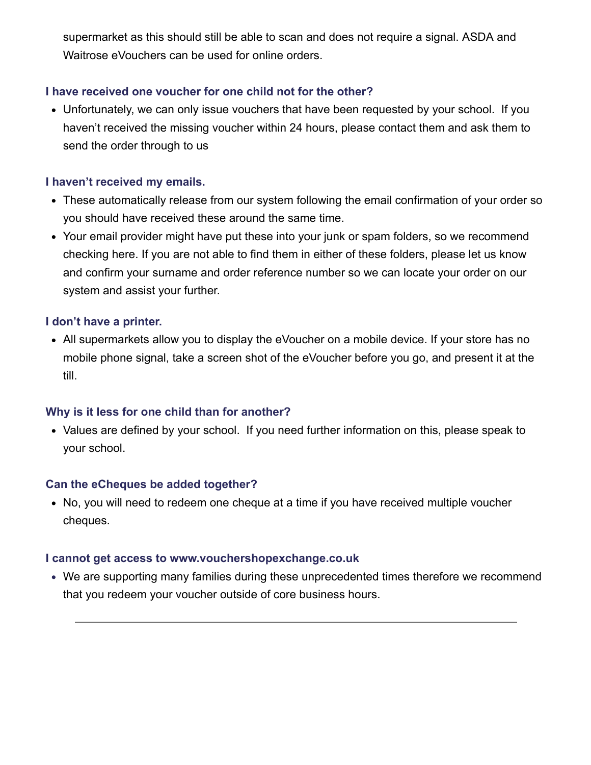supermarket as this should still be able to scan and does not require a signal. ASDA and Waitrose eVouchers can be used for online orders.

### I have received one voucher for one child not for the other?

- Unfortunately, we can only issue vouchers that have been requested by your school.  If you haven't received the missing voucher within 24 hours, please contact them and ask them to send the order through to us

### I haven't received my emails.

- These automatically release from our system following the email confirmation of your order so you should have received these around the same time.
- Your email provider might have put these into your junk or spam folders, so we recommend checking here. If you are not able to find them in either of these folders, please let us know and confirm your surname and order reference number so we can locate your order on our system and assist your further.

### I don't have a printer.

- All supermarkets allow you to display the eVoucher on a mobile device. If your store has no mobile phone signal, take a screen shot of the eVoucher before you go, and present it at the till.

### Why is it less for one child than for another?

- Values are defined by your school.  If you need further information on this, please speak to your school.

### Can the eCheques be added together?

- No, you will need to redeem one cheque at a time if you have received multiple voucher cheques.

### I cannot get access to www.vouchershopexchange.co.uk

- We are supporting many families during these unprecedented times therefore we recommend that you redeem your voucher outside of core business hours.

---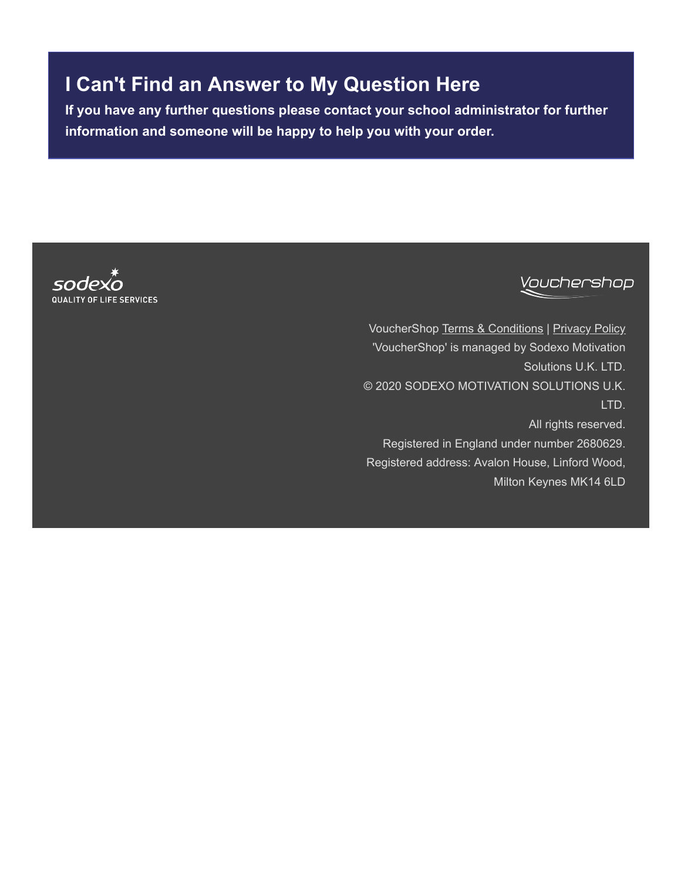## I Can't Find an Answer to My Question Here

**If you have any further questions please contact your school administrator for further information and someone will be happy to help you with your order.**

sodexo
QUALITY OF LIFE SERVICES

Vouchershop

VoucherShop Terms & Conditions | Privacy Policy
'VoucherShop' is managed by Sodexo Motivation Solutions U.K. LTD.
© 2020 SODEXO MOTIVATION SOLUTIONS U.K. LTD.
All rights reserved.
Registered in England under number 2680629.
Registered address: Avalon House, Linford Wood, Milton Keynes MK14 6LD